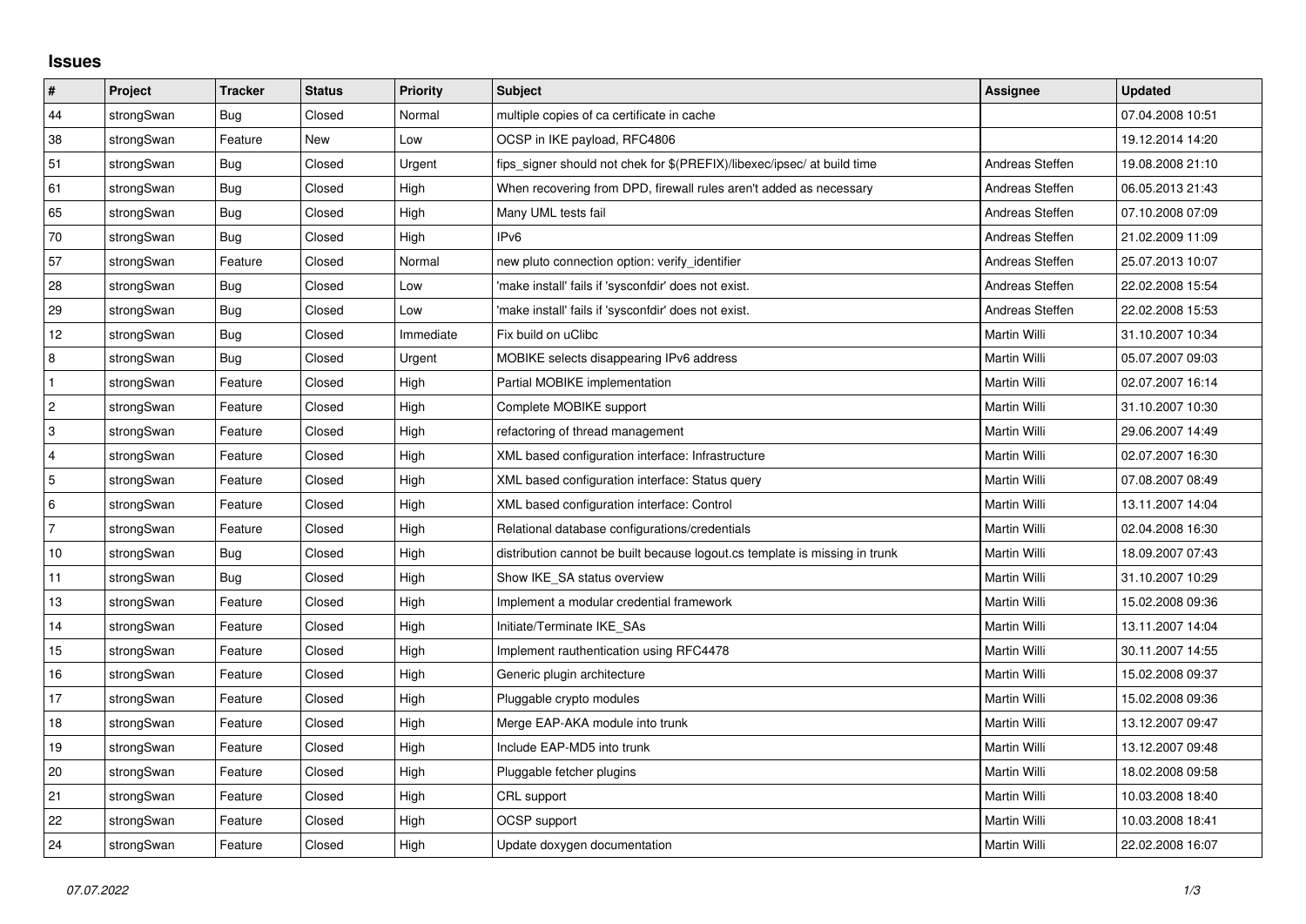## Issues

| # | Project | Tracker | Status | Priority | Subject | Assignee | Updated |
|---|---|---|---|---|---|---|---|
| 44 | strongSwan | Bug | Closed | Normal | multiple copies of ca certificate in cache | | 07.04.2008 10:51 |
| 38 | strongSwan | Feature | New | Low | OCSP in IKE payload, RFC4806 | | 19.12.2014 14:20 |
| 51 | strongSwan | Bug | Closed | Urgent | fips_signer should not chek for $(PREFIX)/libexec/ipsec/ at build time | Andreas Steffen | 19.08.2008 21:10 |
| 61 | strongSwan | Bug | Closed | High | When recovering from DPD, firewall rules aren't added as necessary | Andreas Steffen | 06.05.2013 21:43 |
| 65 | strongSwan | Bug | Closed | High | Many UML tests fail | Andreas Steffen | 07.10.2008 07:09 |
| 70 | strongSwan | Bug | Closed | High | IPv6 | Andreas Steffen | 21.02.2009 11:09 |
| 57 | strongSwan | Feature | Closed | Normal | new pluto connection option: verify_identifier | Andreas Steffen | 25.07.2013 10:07 |
| 28 | strongSwan | Bug | Closed | Low | 'make install' fails if 'sysconfdir' does not exist. | Andreas Steffen | 22.02.2008 15:54 |
| 29 | strongSwan | Bug | Closed | Low | 'make install' fails if 'sysconfdir' does not exist. | Andreas Steffen | 22.02.2008 15:53 |
| 12 | strongSwan | Bug | Closed | Immediate | Fix build on uClibc | Martin Willi | 31.10.2007 10:34 |
| 8 | strongSwan | Bug | Closed | Urgent | MOBIKE selects disappearing IPv6 address | Martin Willi | 05.07.2007 09:03 |
| 1 | strongSwan | Feature | Closed | High | Partial MOBIKE implementation | Martin Willi | 02.07.2007 16:14 |
| 2 | strongSwan | Feature | Closed | High | Complete MOBIKE support | Martin Willi | 31.10.2007 10:30 |
| 3 | strongSwan | Feature | Closed | High | refactoring of thread management | Martin Willi | 29.06.2007 14:49 |
| 4 | strongSwan | Feature | Closed | High | XML based configuration interface: Infrastructure | Martin Willi | 02.07.2007 16:30 |
| 5 | strongSwan | Feature | Closed | High | XML based configuration interface: Status query | Martin Willi | 07.08.2007 08:49 |
| 6 | strongSwan | Feature | Closed | High | XML based configuration interface: Control | Martin Willi | 13.11.2007 14:04 |
| 7 | strongSwan | Feature | Closed | High | Relational database configurations/credentials | Martin Willi | 02.04.2008 16:30 |
| 10 | strongSwan | Bug | Closed | High | distribution cannot be built because logout.cs template is missing in trunk | Martin Willi | 18.09.2007 07:43 |
| 11 | strongSwan | Bug | Closed | High | Show IKE_SA status overview | Martin Willi | 31.10.2007 10:29 |
| 13 | strongSwan | Feature | Closed | High | Implement a modular credential framework | Martin Willi | 15.02.2008 09:36 |
| 14 | strongSwan | Feature | Closed | High | Initiate/Terminate IKE_SAs | Martin Willi | 13.11.2007 14:04 |
| 15 | strongSwan | Feature | Closed | High | Implement rauthentication using RFC4478 | Martin Willi | 30.11.2007 14:55 |
| 16 | strongSwan | Feature | Closed | High | Generic plugin architecture | Martin Willi | 15.02.2008 09:37 |
| 17 | strongSwan | Feature | Closed | High | Pluggable crypto modules | Martin Willi | 15.02.2008 09:36 |
| 18 | strongSwan | Feature | Closed | High | Merge EAP-AKA module into trunk | Martin Willi | 13.12.2007 09:47 |
| 19 | strongSwan | Feature | Closed | High | Include EAP-MD5 into trunk | Martin Willi | 13.12.2007 09:48 |
| 20 | strongSwan | Feature | Closed | High | Pluggable fetcher plugins | Martin Willi | 18.02.2008 09:58 |
| 21 | strongSwan | Feature | Closed | High | CRL support | Martin Willi | 10.03.2008 18:40 |
| 22 | strongSwan | Feature | Closed | High | OCSP support | Martin Willi | 10.03.2008 18:41 |
| 24 | strongSwan | Feature | Closed | High | Update doxygen documentation | Martin Willi | 22.02.2008 16:07 |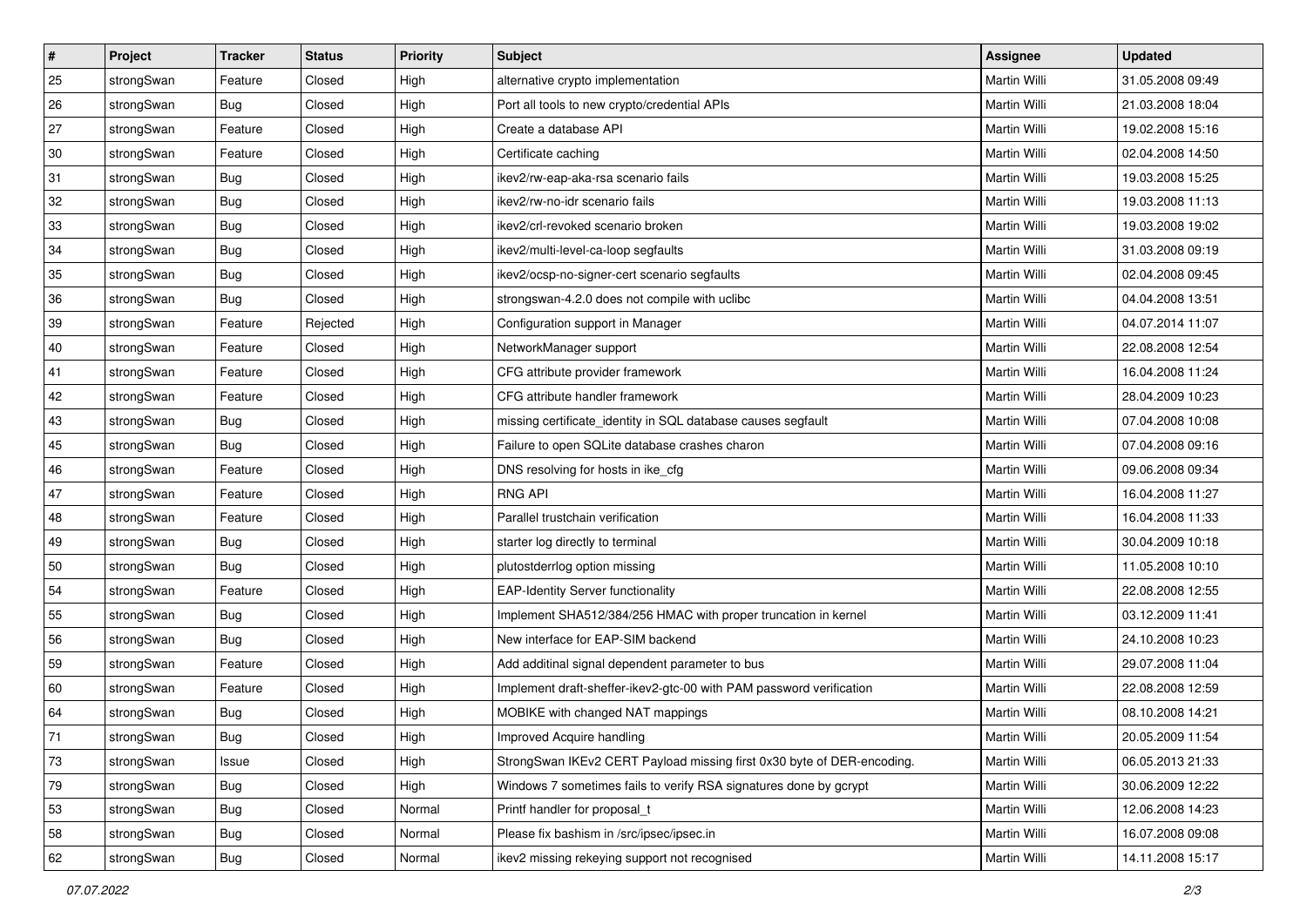| # | Project | Tracker | Status | Priority | Subject | Assignee | Updated |
|---|---|---|---|---|---|---|---|
| 25 | strongSwan | Feature | Closed | High | alternative crypto implementation | Martin Willi | 31.05.2008 09:49 |
| 26 | strongSwan | Bug | Closed | High | Port all tools to new crypto/credential APIs | Martin Willi | 21.03.2008 18:04 |
| 27 | strongSwan | Feature | Closed | High | Create a database API | Martin Willi | 19.02.2008 15:16 |
| 30 | strongSwan | Feature | Closed | High | Certificate caching | Martin Willi | 02.04.2008 14:50 |
| 31 | strongSwan | Bug | Closed | High | ikev2/rw-eap-aka-rsa scenario fails | Martin Willi | 19.03.2008 15:25 |
| 32 | strongSwan | Bug | Closed | High | ikev2/rw-no-idr scenario fails | Martin Willi | 19.03.2008 11:13 |
| 33 | strongSwan | Bug | Closed | High | ikev2/crl-revoked scenario broken | Martin Willi | 19.03.2008 19:02 |
| 34 | strongSwan | Bug | Closed | High | ikev2/multi-level-ca-loop segfaults | Martin Willi | 31.03.2008 09:19 |
| 35 | strongSwan | Bug | Closed | High | ikev2/ocsp-no-signer-cert scenario segfaults | Martin Willi | 02.04.2008 09:45 |
| 36 | strongSwan | Bug | Closed | High | strongswan-4.2.0 does not compile with uclibc | Martin Willi | 04.04.2008 13:51 |
| 39 | strongSwan | Feature | Rejected | High | Configuration support in Manager | Martin Willi | 04.07.2014 11:07 |
| 40 | strongSwan | Feature | Closed | High | NetworkManager support | Martin Willi | 22.08.2008 12:54 |
| 41 | strongSwan | Feature | Closed | High | CFG attribute provider framework | Martin Willi | 16.04.2008 11:24 |
| 42 | strongSwan | Feature | Closed | High | CFG attribute handler framework | Martin Willi | 28.04.2009 10:23 |
| 43 | strongSwan | Bug | Closed | High | missing certificate_identity in SQL database causes segfault | Martin Willi | 07.04.2008 10:08 |
| 45 | strongSwan | Bug | Closed | High | Failure to open SQLite database crashes charon | Martin Willi | 07.04.2008 09:16 |
| 46 | strongSwan | Feature | Closed | High | DNS resolving for hosts in ike_cfg | Martin Willi | 09.06.2008 09:34 |
| 47 | strongSwan | Feature | Closed | High | RNG API | Martin Willi | 16.04.2008 11:27 |
| 48 | strongSwan | Feature | Closed | High | Parallel trustchain verification | Martin Willi | 16.04.2008 11:33 |
| 49 | strongSwan | Bug | Closed | High | starter log directly to terminal | Martin Willi | 30.04.2009 10:18 |
| 50 | strongSwan | Bug | Closed | High | plutostderrlog option missing | Martin Willi | 11.05.2008 10:10 |
| 54 | strongSwan | Feature | Closed | High | EAP-Identity Server functionality | Martin Willi | 22.08.2008 12:55 |
| 55 | strongSwan | Bug | Closed | High | Implement SHA512/384/256 HMAC with proper truncation in kernel | Martin Willi | 03.12.2009 11:41 |
| 56 | strongSwan | Bug | Closed | High | New interface for EAP-SIM backend | Martin Willi | 24.10.2008 10:23 |
| 59 | strongSwan | Feature | Closed | High | Add additinal signal dependent parameter to bus | Martin Willi | 29.07.2008 11:04 |
| 60 | strongSwan | Feature | Closed | High | Implement draft-sheffer-ikev2-gtc-00 with PAM password verification | Martin Willi | 22.08.2008 12:59 |
| 64 | strongSwan | Bug | Closed | High | MOBIKE with changed NAT mappings | Martin Willi | 08.10.2008 14:21 |
| 71 | strongSwan | Bug | Closed | High | Improved Acquire handling | Martin Willi | 20.05.2009 11:54 |
| 73 | strongSwan | Issue | Closed | High | StrongSwan IKEv2 CERT Payload missing first 0x30 byte of DER-encoding. | Martin Willi | 06.05.2013 21:33 |
| 79 | strongSwan | Bug | Closed | High | Windows 7 sometimes fails to verify RSA signatures done by gcrypt | Martin Willi | 30.06.2009 12:22 |
| 53 | strongSwan | Bug | Closed | Normal | Printf handler for proposal_t | Martin Willi | 12.06.2008 14:23 |
| 58 | strongSwan | Bug | Closed | Normal | Please fix bashism in /src/ipsec/ipsec.in | Martin Willi | 16.07.2008 09:08 |
| 62 | strongSwan | Bug | Closed | Normal | ikev2 missing rekeying support not recognised | Martin Willi | 14.11.2008 15:17 |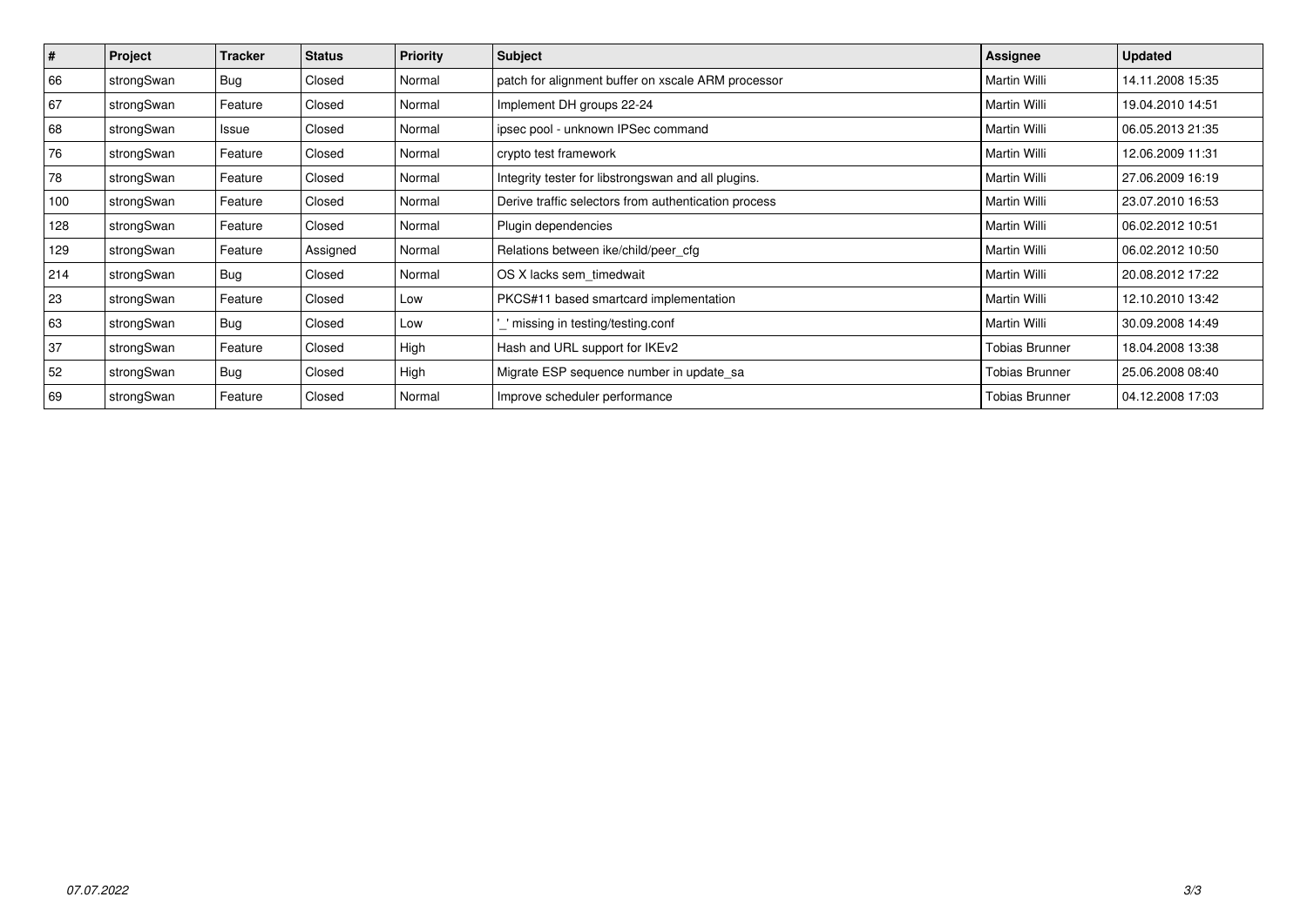| # | Project | Tracker | Status | Priority | Subject | Assignee | Updated |
|---|---|---|---|---|---|---|---|
| 66 | strongSwan | Bug | Closed | Normal | patch for alignment buffer on xscale ARM processor | Martin Willi | 14.11.2008 15:35 |
| 67 | strongSwan | Feature | Closed | Normal | Implement DH groups 22-24 | Martin Willi | 19.04.2010 14:51 |
| 68 | strongSwan | Issue | Closed | Normal | ipsec pool - unknown IPSec command | Martin Willi | 06.05.2013 21:35 |
| 76 | strongSwan | Feature | Closed | Normal | crypto test framework | Martin Willi | 12.06.2009 11:31 |
| 78 | strongSwan | Feature | Closed | Normal | Integrity tester for libstrongswan and all plugins. | Martin Willi | 27.06.2009 16:19 |
| 100 | strongSwan | Feature | Closed | Normal | Derive traffic selectors from authentication process | Martin Willi | 23.07.2010 16:53 |
| 128 | strongSwan | Feature | Closed | Normal | Plugin dependencies | Martin Willi | 06.02.2012 10:51 |
| 129 | strongSwan | Feature | Assigned | Normal | Relations between ike/child/peer_cfg | Martin Willi | 06.02.2012 10:50 |
| 214 | strongSwan | Bug | Closed | Normal | OS X lacks sem_timedwait | Martin Willi | 20.08.2012 17:22 |
| 23 | strongSwan | Feature | Closed | Low | PKCS#11 based smartcard implementation | Martin Willi | 12.10.2010 13:42 |
| 63 | strongSwan | Bug | Closed | Low | '_' missing in testing/testing.conf | Martin Willi | 30.09.2008 14:49 |
| 37 | strongSwan | Feature | Closed | High | Hash and URL support for IKEv2 | Tobias Brunner | 18.04.2008 13:38 |
| 52 | strongSwan | Bug | Closed | High | Migrate ESP sequence number in update_sa | Tobias Brunner | 25.06.2008 08:40 |
| 69 | strongSwan | Feature | Closed | Normal | Improve scheduler performance | Tobias Brunner | 04.12.2008 17:03 |

*07.07.2022*